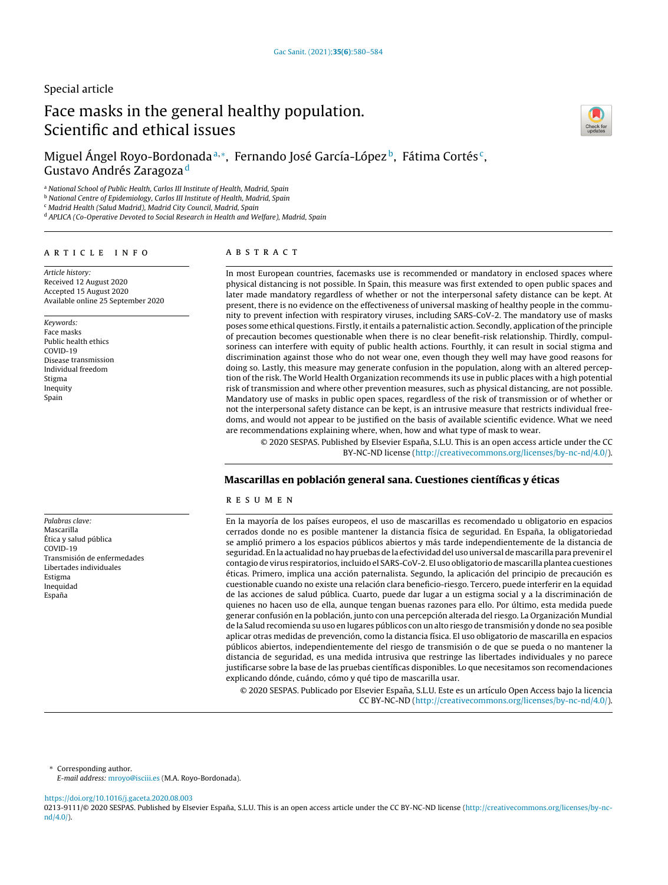Special article

# Face masks in the general healthy population. Scientific and ethical issues

Miguel Ángel Royo-Bordonada[a,*], Fernando José García-López[b], Fátima Cortés[c], Gustavo Andrés Zaragoza[d]

[a] National School of Public Health, Carlos III Institute of Health, Madrid, Spain
[b] National Centre of Epidemiology, Carlos III Institute of Health, Madrid, Spain
[c] Madrid Health (Salud Madrid), Madrid City Council, Madrid, Spain
[d] APLICA (Co-Operative Devoted to Social Research in Health and Welfare), Madrid, Spain

## ARTICLE INFO

*Article history:*
Received 12 August 2020
Accepted 15 August 2020
Available online 25 September 2020

*Keywords:*
Face masks
Public health ethics
COVID-19
Disease transmission
Individual freedom
Stigma
Inequity
Spain

## ABSTRACT

In most European countries, facemasks use is recommended or mandatory in enclosed spaces where physical distancing is not possible. In Spain, this measure was first extended to open public spaces and later made mandatory regardless of whether or not the interpersonal safety distance can be kept. At present, there is no evidence on the effectiveness of universal masking of healthy people in the community to prevent infection with respiratory viruses, including SARS-CoV-2. The mandatory use of masks poses some ethical questions. Firstly, it entails a paternalistic action. Secondly, application of the principle of precaution becomes questionable when there is no clear benefit-risk relationship. Thirdly, compulsoriness can interfere with equity of public health actions. Fourthly, it can result in social stigma and discrimination against those who do not wear one, even though they well may have good reasons for doing so. Lastly, this measure may generate confusion in the population, along with an altered perception of the risk. The World Health Organization recommends its use in public places with a high potential risk of transmission and where other prevention measures, such as physical distancing, are not possible. Mandatory use of masks in public open spaces, regardless of the risk of transmission or of whether or not the interpersonal safety distance can be kept, is an intrusive measure that restricts individual freedoms, and would not appear to be justified on the basis of available scientific evidence. What we need are recommendations explaining where, when, how and what type of mask to wear.

© 2020 SESPAS. Published by Elsevier España, S.L.U. This is an open access article under the CC BY-NC-ND license (http://creativecommons.org/licenses/by-nc-nd/4.0/).

## Mascarillas en población general sana. Cuestiones científicas y éticas

*Palabras clave:*
Mascarilla
Ética y salud pública
COVID-19
Transmisión de enfermedades
Libertades individuales
Estigma
Inequidad
España

## RESUMEN

En la mayoría de los países europeos, el uso de mascarillas es recomendado u obligatorio en espacios cerrados donde no es posible mantener la distancia física de seguridad. En España, la obligatoriedad se amplió primero a los espacios públicos abiertos y más tarde independientemente de la distancia de seguridad. En la actualidad no hay pruebas de la efectividad del uso universal de mascarilla para prevenir el contagio de virus respiratorios, incluido el SARS-CoV-2. El uso obligatorio de mascarilla plantea cuestiones éticas. Primero, implica una acción paternalista. Segundo, la aplicación del principio de precaución es cuestionable cuando no existe una relación clara beneficio-riesgo. Tercero, puede interferir en la equidad de las acciones de salud pública. Cuarto, puede dar lugar a un estigma social y a la discriminación de quienes no hacen uso de ella, aunque tengan buenas razones para ello. Por último, esta medida puede generar confusión en la población, junto con una percepción alterada del riesgo. La Organización Mundial de la Salud recomienda su uso en lugares públicos con un alto riesgo de transmisión y donde no sea posible aplicar otras medidas de prevención, como la distancia física. El uso obligatorio de mascarilla en espacios públicos abiertos, independientemente del riesgo de transmisión o de que se pueda o no mantener la distancia de seguridad, es una medida intrusiva que restringe las libertades individuales y no parece justificarse sobre la base de las pruebas científicas disponibles. Lo que necesitamos son recomendaciones explicando dónde, cuándo, cómo y qué tipo de mascarilla usar.

© 2020 SESPAS. Publicado por Elsevier España, S.L.U. Este es un artículo Open Access bajo la licencia CC BY-NC-ND (http://creativecommons.org/licenses/by-nc-nd/4.0/).

\* Corresponding author.
*E-mail address:* mroyo@isciii.es (M.A. Royo-Bordonada).

https://doi.org/10.1016/j.gaceta.2020.08.003
0213-9111/© 2020 SESPAS. Published by Elsevier España, S.L.U. This is an open access article under the CC BY-NC-ND license (http://creativecommons.org/licenses/by-nc-nd/4.0/).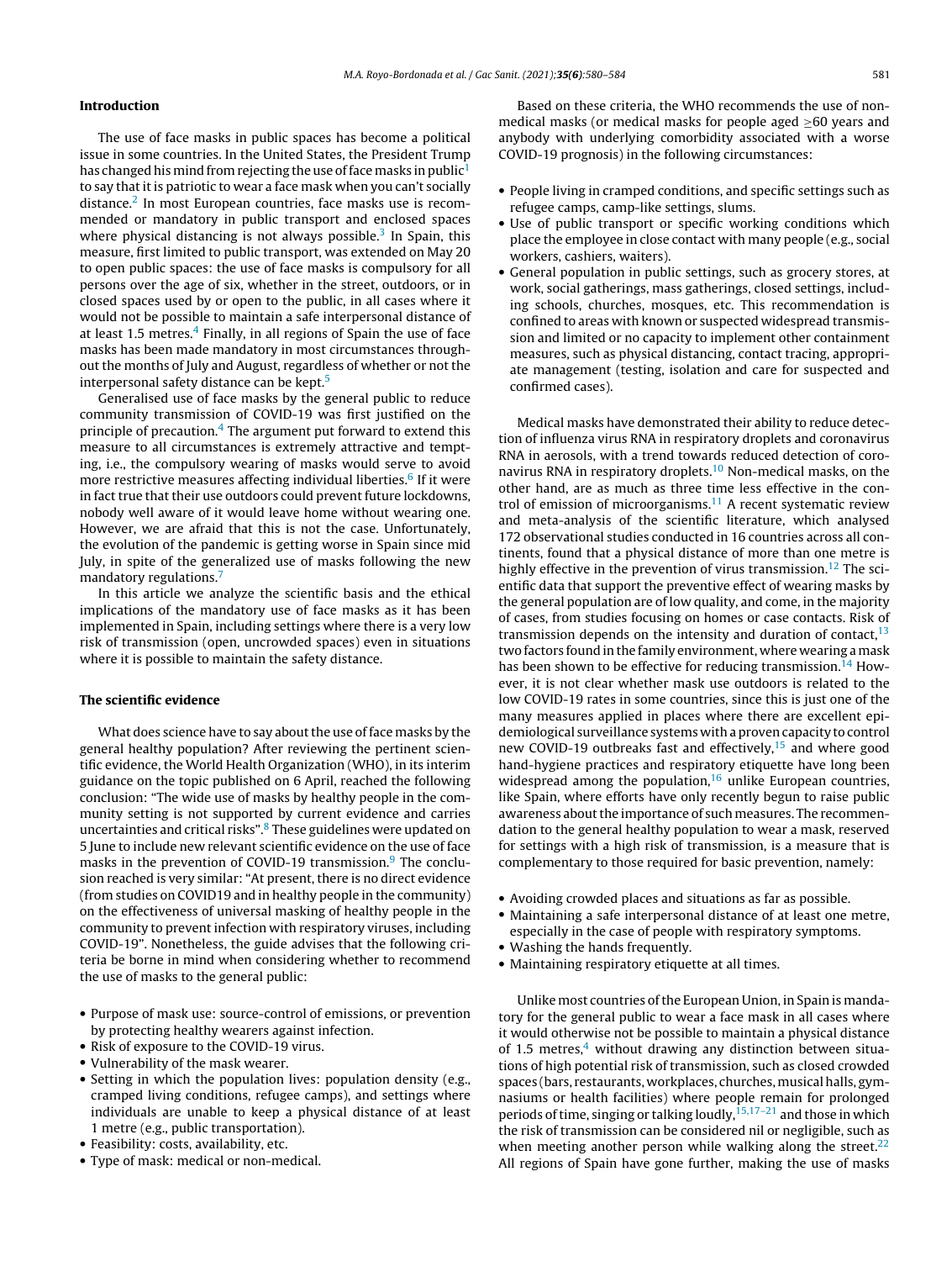## Introduction

The use of face masks in public spaces has become a political issue in some countries. In the United States, the President Trump has changed his mind from rejecting the use of face masks in public[1] to say that it is patriotic to wear a face mask when you can't socially distance.[2] In most European countries, face masks use is recommended or mandatory in public transport and enclosed spaces where physical distancing is not always possible.[3] In Spain, this measure, first limited to public transport, was extended on May 20 to open public spaces: the use of face masks is compulsory for all persons over the age of six, whether in the street, outdoors, or in closed spaces used by or open to the public, in all cases where it would not be possible to maintain a safe interpersonal distance of at least 1.5 metres.[4] Finally, in all regions of Spain the use of face masks has been made mandatory in most circumstances throughout the months of July and August, regardless of whether or not the interpersonal safety distance can be kept.[5]

Generalised use of face masks by the general public to reduce community transmission of COVID-19 was first justified on the principle of precaution.[4] The argument put forward to extend this measure to all circumstances is extremely attractive and tempting, i.e., the compulsory wearing of masks would serve to avoid more restrictive measures affecting individual liberties.[6] If it were in fact true that their use outdoors could prevent future lockdowns, nobody well aware of it would leave home without wearing one. However, we are afraid that this is not the case. Unfortunately, the evolution of the pandemic is getting worse in Spain since mid July, in spite of the generalized use of masks following the new mandatory regulations.[7]

In this article we analyze the scientific basis and the ethical implications of the mandatory use of face masks as it has been implemented in Spain, including settings where there is a very low risk of transmission (open, uncrowded spaces) even in situations where it is possible to maintain the safety distance.

## The scientific evidence

What does science have to say about the use of face masks by the general healthy population? After reviewing the pertinent scientific evidence, the World Health Organization (WHO), in its interim guidance on the topic published on 6 April, reached the following conclusion: "The wide use of masks by healthy people in the community setting is not supported by current evidence and carries uncertainties and critical risks".[8] These guidelines were updated on 5 June to include new relevant scientific evidence on the use of face masks in the prevention of COVID-19 transmission.[9] The conclusion reached is very similar: "At present, there is no direct evidence (from studies on COVID19 and in healthy people in the community) on the effectiveness of universal masking of healthy people in the community to prevent infection with respiratory viruses, including COVID-19". Nonetheless, the guide advises that the following criteria be borne in mind when considering whether to recommend the use of masks to the general public:

- Purpose of mask use: source-control of emissions, or prevention by protecting healthy wearers against infection.
- Risk of exposure to the COVID-19 virus.
- Vulnerability of the mask wearer.
- Setting in which the population lives: population density (e.g., cramped living conditions, refugee camps), and settings where individuals are unable to keep a physical distance of at least 1 metre (e.g., public transportation).
- Feasibility: costs, availability, etc.
- Type of mask: medical or non-medical.

Based on these criteria, the WHO recommends the use of non-medical masks (or medical masks for people aged ≥60 years and anybody with underlying comorbidity associated with a worse COVID-19 prognosis) in the following circumstances:

- People living in cramped conditions, and specific settings such as refugee camps, camp-like settings, slums.
- Use of public transport or specific working conditions which place the employee in close contact with many people (e.g., social workers, cashiers, waiters).
- General population in public settings, such as grocery stores, at work, social gatherings, mass gatherings, closed settings, including schools, churches, mosques, etc. This recommendation is confined to areas with known or suspected widespread transmission and limited or no capacity to implement other containment measures, such as physical distancing, contact tracing, appropriate management (testing, isolation and care for suspected and confirmed cases).

Medical masks have demonstrated their ability to reduce detection of influenza virus RNA in respiratory droplets and coronavirus RNA in aerosols, with a trend towards reduced detection of coronavirus RNA in respiratory droplets.[10] Non-medical masks, on the other hand, are as much as three time less effective in the control of emission of microorganisms.[11] A recent systematic review and meta-analysis of the scientific literature, which analysed 172 observational studies conducted in 16 countries across all continents, found that a physical distance of more than one metre is highly effective in the prevention of virus transmission.[12] The scientific data that support the preventive effect of wearing masks by the general population are of low quality, and come, in the majority of cases, from studies focusing on homes or case contacts. Risk of transmission depends on the intensity and duration of contact,[13] two factors found in the family environment, where wearing a mask has been shown to be effective for reducing transmission.[14] However, it is not clear whether mask use outdoors is related to the low COVID-19 rates in some countries, since this is just one of the many measures applied in places where there are excellent epidemiological surveillance systems with a proven capacity to control new COVID-19 outbreaks fast and effectively,[15] and where good hand-hygiene practices and respiratory etiquette have long been widespread among the population,[16] unlike European countries, like Spain, where efforts have only recently begun to raise public awareness about the importance of such measures. The recommendation to the general healthy population to wear a mask, reserved for settings with a high risk of transmission, is a measure that is complementary to those required for basic prevention, namely:

- Avoiding crowded places and situations as far as possible.
- Maintaining a safe interpersonal distance of at least one metre, especially in the case of people with respiratory symptoms.
- Washing the hands frequently.
- Maintaining respiratory etiquette at all times.

Unlike most countries of the European Union, in Spain is mandatory for the general public to wear a face mask in all cases where it would otherwise not be possible to maintain a physical distance of 1.5 metres,[4] without drawing any distinction between situations of high potential risk of transmission, such as closed crowded spaces (bars, restaurants, workplaces, churches, musical halls, gymnasiums or health facilities) where people remain for prolonged periods of time, singing or talking loudly,[15,17–21] and those in which the risk of transmission can be considered nil or negligible, such as when meeting another person while walking along the street.[22] All regions of Spain have gone further, making the use of masks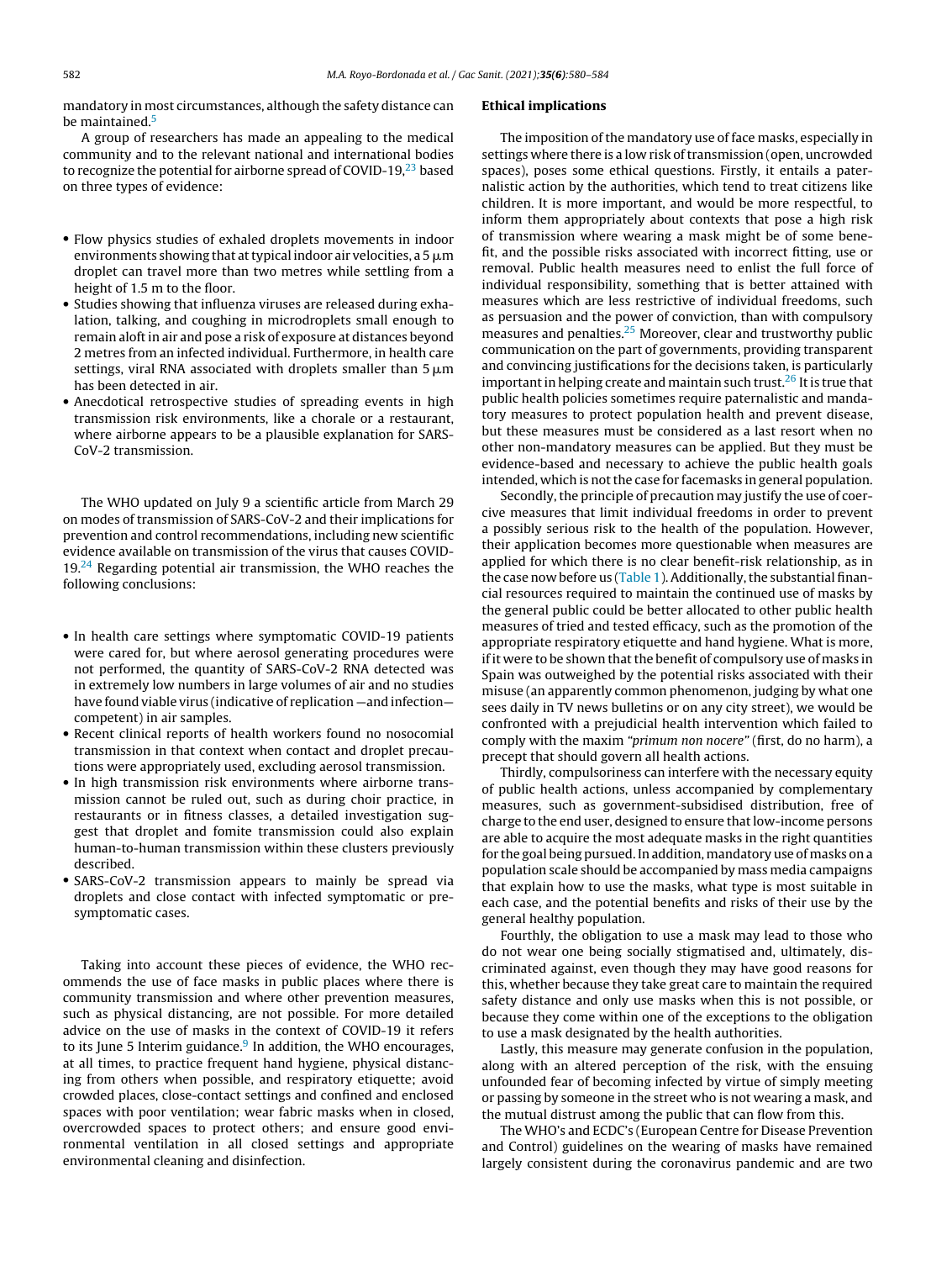mandatory in most circumstances, although the safety distance can be maintained.[5]

A group of researchers has made an appealing to the medical community and to the relevant national and international bodies to recognize the potential for airborne spread of COVID-19,[23] based on three types of evidence:

- Flow physics studies of exhaled droplets movements in indoor environments showing that at typical indoor air velocities, a 5 μm droplet can travel more than two metres while settling from a height of 1.5 m to the floor.
- Studies showing that influenza viruses are released during exhalation, talking, and coughing in microdroplets small enough to remain aloft in air and pose a risk of exposure at distances beyond 2 metres from an infected individual. Furthermore, in health care settings, viral RNA associated with droplets smaller than 5 μm has been detected in air.
- Anecdotical retrospective studies of spreading events in high transmission risk environments, like a chorale or a restaurant, where airborne appears to be a plausible explanation for SARS-CoV-2 transmission.

The WHO updated on July 9 a scientific article from March 29 on modes of transmission of SARS-CoV-2 and their implications for prevention and control recommendations, including new scientific evidence available on transmission of the virus that causes COVID-19.[24] Regarding potential air transmission, the WHO reaches the following conclusions:

- In health care settings where symptomatic COVID-19 patients were cared for, but where aerosol generating procedures were not performed, the quantity of SARS-CoV-2 RNA detected was in extremely low numbers in large volumes of air and no studies have found viable virus (indicative of replication —and infection—competent) in air samples.
- Recent clinical reports of health workers found no nosocomial transmission in that context when contact and droplet precautions were appropriately used, excluding aerosol transmission.
- In high transmission risk environments where airborne transmission cannot be ruled out, such as during choir practice, in restaurants or in fitness classes, a detailed investigation suggest that droplet and fomite transmission could also explain human-to-human transmission within these clusters previously described.
- SARS-CoV-2 transmission appears to mainly be spread via droplets and close contact with infected symptomatic or pre-symptomatic cases.

Taking into account these pieces of evidence, the WHO recommends the use of face masks in public places where there is community transmission and where other prevention measures, such as physical distancing, are not possible. For more detailed advice on the use of masks in the context of COVID-19 it refers to its June 5 Interim guidance.[9] In addition, the WHO encourages, at all times, to practice frequent hand hygiene, physical distancing from others when possible, and respiratory etiquette; avoid crowded places, close-contact settings and confined and enclosed spaces with poor ventilation; wear fabric masks when in closed, overcrowded spaces to protect others; and ensure good environmental ventilation in all closed settings and appropriate environmental cleaning and disinfection.

## Ethical implications

The imposition of the mandatory use of face masks, especially in settings where there is a low risk of transmission (open, uncrowded spaces), poses some ethical questions. Firstly, it entails a paternalistic action by the authorities, which tend to treat citizens like children. It is more important, and would be more respectful, to inform them appropriately about contexts that pose a high risk of transmission where wearing a mask might be of some benefit, and the possible risks associated with incorrect fitting, use or removal. Public health measures need to enlist the full force of individual responsibility, something that is better attained with measures which are less restrictive of individual freedoms, such as persuasion and the power of conviction, than with compulsory measures and penalties.[25] Moreover, clear and trustworthy public communication on the part of governments, providing transparent and convincing justifications for the decisions taken, is particularly important in helping create and maintain such trust.[26] It is true that public health policies sometimes require paternalistic and mandatory measures to protect population health and prevent disease, but these measures must be considered as a last resort when no other non-mandatory measures can be applied. But they must be evidence-based and necessary to achieve the public health goals intended, which is not the case for facemasks in general population.

Secondly, the principle of precaution may justify the use of coercive measures that limit individual freedoms in order to prevent a possibly serious risk to the health of the population. However, their application becomes more questionable when measures are applied for which there is no clear benefit-risk relationship, as in the case now before us (Table 1). Additionally, the substantial financial resources required to maintain the continued use of masks by the general public could be better allocated to other public health measures of tried and tested efficacy, such as the promotion of the appropriate respiratory etiquette and hand hygiene. What is more, if it were to be shown that the benefit of compulsory use of masks in Spain was outweighed by the potential risks associated with their misuse (an apparently common phenomenon, judging by what one sees daily in TV news bulletins or on any city street), we would be confronted with a prejudicial health intervention which failed to comply with the maxim *"primum non nocere"* (first, do no harm), a precept that should govern all health actions.

Thirdly, compulsoriness can interfere with the necessary equity of public health actions, unless accompanied by complementary measures, such as government-subsidised distribution, free of charge to the end user, designed to ensure that low-income persons are able to acquire the most adequate masks in the right quantities for the goal being pursued. In addition, mandatory use of masks on a population scale should be accompanied by mass media campaigns that explain how to use the masks, what type is most suitable in each case, and the potential benefits and risks of their use by the general healthy population.

Fourthly, the obligation to use a mask may lead to those who do not wear one being socially stigmatised and, ultimately, discriminated against, even though they may have good reasons for this, whether because they take great care to maintain the required safety distance and only use masks when this is not possible, or because they come within one of the exceptions to the obligation to use a mask designated by the health authorities.

Lastly, this measure may generate confusion in the population, along with an altered perception of the risk, with the ensuing unfounded fear of becoming infected by virtue of simply meeting or passing by someone in the street who is not wearing a mask, and the mutual distrust among the public that can flow from this.

The WHO's and ECDC's (European Centre for Disease Prevention and Control) guidelines on the wearing of masks have remained largely consistent during the coronavirus pandemic and are two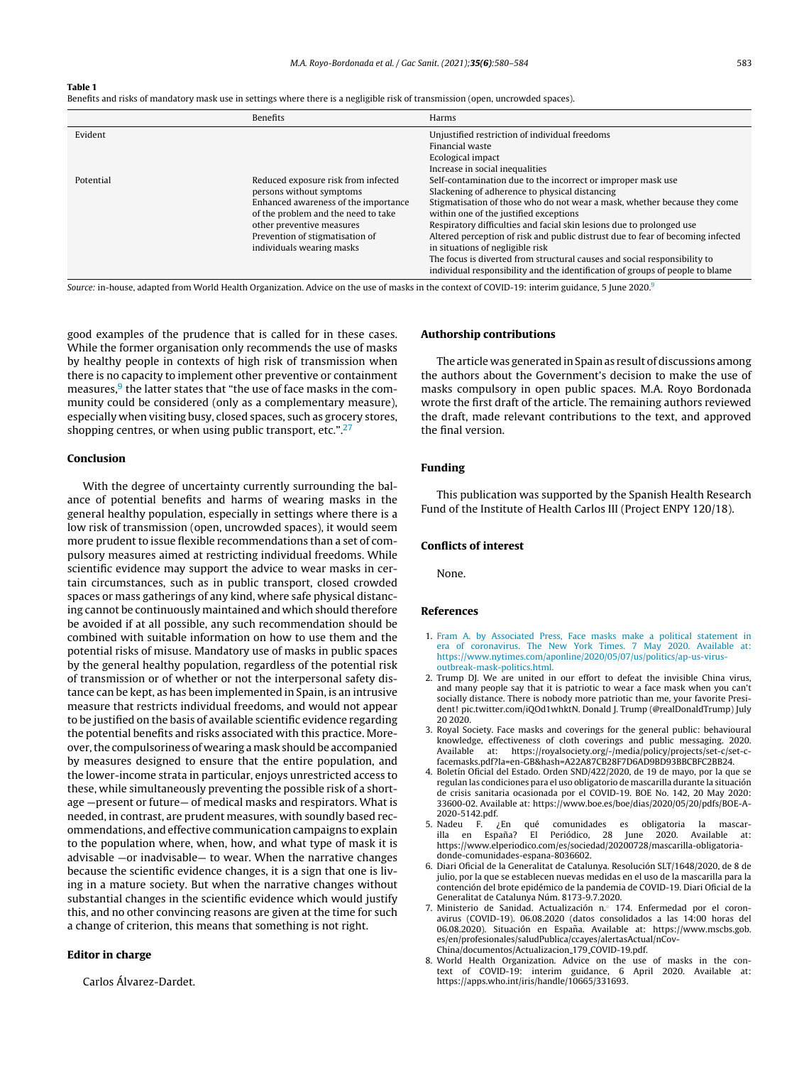**Table 1**
Benefits and risks of mandatory mask use in settings where there is a negligible risk of transmission (open, uncrowded spaces).

| | Benefits | Harms |
|---|---|---|
| Evident | | Unjustified restriction of individual freedoms<br>Financial waste<br>Ecological impact<br>Increase in social inequalities |
| Potential | Reduced exposure risk from infected persons without symptoms<br>Enhanced awareness of the importance of the problem and the need to take other preventive measures<br>Prevention of stigmatisation of individuals wearing masks | Self-contamination due to the incorrect or improper mask use<br>Slackening of adherence to physical distancing<br>Stigmatisation of those who do not wear a mask, whether because they come within one of the justified exceptions<br>Respiratory difficulties and facial skin lesions due to prolonged use<br>Altered perception of risk and public distrust due to fear of becoming infected in situations of negligible risk<br>The focus is diverted from structural causes and social responsibility to individual responsibility and the identification of groups of people to blame |

*Source:* in-house, adapted from World Health Organization. Advice on the use of masks in the context of COVID-19: interim guidance, 5 June 2020.[9]

good examples of the prudence that is called for in these cases. While the former organisation only recommends the use of masks by healthy people in contexts of high risk of transmission when there is no capacity to implement other preventive or containment measures,[9] the latter states that "the use of face masks in the community could be considered (only as a complementary measure), especially when visiting busy, closed spaces, such as grocery stores, shopping centres, or when using public transport, etc.".[27]

## Conclusion

With the degree of uncertainty currently surrounding the balance of potential benefits and harms of wearing masks in the general healthy population, especially in settings where there is a low risk of transmission (open, uncrowded spaces), it would seem more prudent to issue flexible recommendations than a set of compulsory measures aimed at restricting individual freedoms. While scientific evidence may support the advice to wear masks in certain circumstances, such as in public transport, closed crowded spaces or mass gatherings of any kind, where safe physical distancing cannot be continuously maintained and which should therefore be avoided if at all possible, any such recommendation should be combined with suitable information on how to use them and the potential risks of misuse. Mandatory use of masks in public spaces by the general healthy population, regardless of the potential risk of transmission or of whether or not the interpersonal safety distance can be kept, as has been implemented in Spain, is an intrusive measure that restricts individual freedoms, and would not appear to be justified on the basis of available scientific evidence regarding the potential benefits and risks associated with this practice. Moreover, the compulsoriness of wearing a mask should be accompanied by measures designed to ensure that the entire population, and the lower-income strata in particular, enjoys unrestricted access to these, while simultaneously preventing the possible risk of a shortage —present or future— of medical masks and respirators. What is needed, in contrast, are prudent measures, with soundly based recommendations, and effective communication campaigns to explain to the population where, when, how, and what type of mask it is advisable —or inadvisable— to wear. When the narrative changes because the scientific evidence changes, it is a sign that one is living in a mature society. But when the narrative changes without substantial changes in the scientific evidence which would justify this, and no other convincing reasons are given at the time for such a change of criterion, this means that something is not right.

## Editor in charge

Carlos Álvarez-Dardet.

## Authorship contributions

The article was generated in Spain as result of discussions among the authors about the Government's decision to make the use of masks compulsory in open public spaces. M.A. Royo Bordonada wrote the first draft of the article. The remaining authors reviewed the draft, made relevant contributions to the text, and approved the final version.

## Funding

This publication was supported by the Spanish Health Research Fund of the Institute of Health Carlos III (Project ENPY 120/18).

## Conflicts of interest

None.

## References

1. Fram A. by Associated Press, Face masks make a political statement in era of coronavirus. The New York Times. 7 May 2020. Available at: https://www.nytimes.com/aponline/2020/05/07/us/politics/ap-us-virus-outbreak-mask-politics.html.
2. Trump DJ. We are united in our effort to defeat the invisible China virus, and many people say that it is patriotic to wear a face mask when you can't socially distance. There is nobody more patriotic than me, your favorite President! pic.twitter.com/iQOd1whktN. Donald J. Trump (@realDonaldTrump) July 20 2020.
3. Royal Society. Face masks and coverings for the general public: behavioural knowledge, effectiveness of cloth coverings and public messaging. 2020. Available at: https://royalsociety.org/-/media/policy/projects/set-c/set-c-facemasks.pdf?la=en-GB&hash=A22A87CB28F7D6AD9BD93BBCBFC2BB24.
4. Boletín Oficial del Estado. Orden SND/422/2020, de 19 de mayo, por la que se regulan las condiciones para el uso obligatorio de mascarilla durante la situación de crisis sanitaria ocasionada por el COVID-19. BOE No. 142, 20 May 2020: 33600-02. Available at: https://www.boe.es/boe/dias/2020/05/20/pdfs/BOE-A-2020-5142.pdf.
5. Nadeu F. ¿En qué comunidades es obligatoria la mascarilla en España? El Periódico, 28 June 2020. Available at: https://www.elperiodico.com/es/sociedad/20200728/mascarilla-obligatoria-donde-comunidades-espana-8036602.
6. Diari Oficial de la Generalitat de Catalunya. Resolución SLT/1648/2020, de 8 de julio, por la que se establecen nuevas medidas en el uso de la mascarilla para la contención del brote epidémico de la pandemia de COVID-19. Diari Oficial de la Generalitat de Catalunya Núm. 8173-9.7.2020.
7. Ministerio de Sanidad. Actualización n.° 174. Enfermedad por el coronavirus (COVID-19). 06.08.2020 (datos consolidados a las 14:00 horas del 06.08.2020). Situación en España. Available at: https://www.mscbs.gob.es/en/profesionales/saludPublica/ccayes/alertasActual/nCov-China/documentos/Actualizacion_179_COVID-19.pdf.
8. World Health Organization. Advice on the use of masks in the context of COVID-19: interim guidance, 6 April 2020. Available at: https://apps.who.int/iris/handle/10665/331693.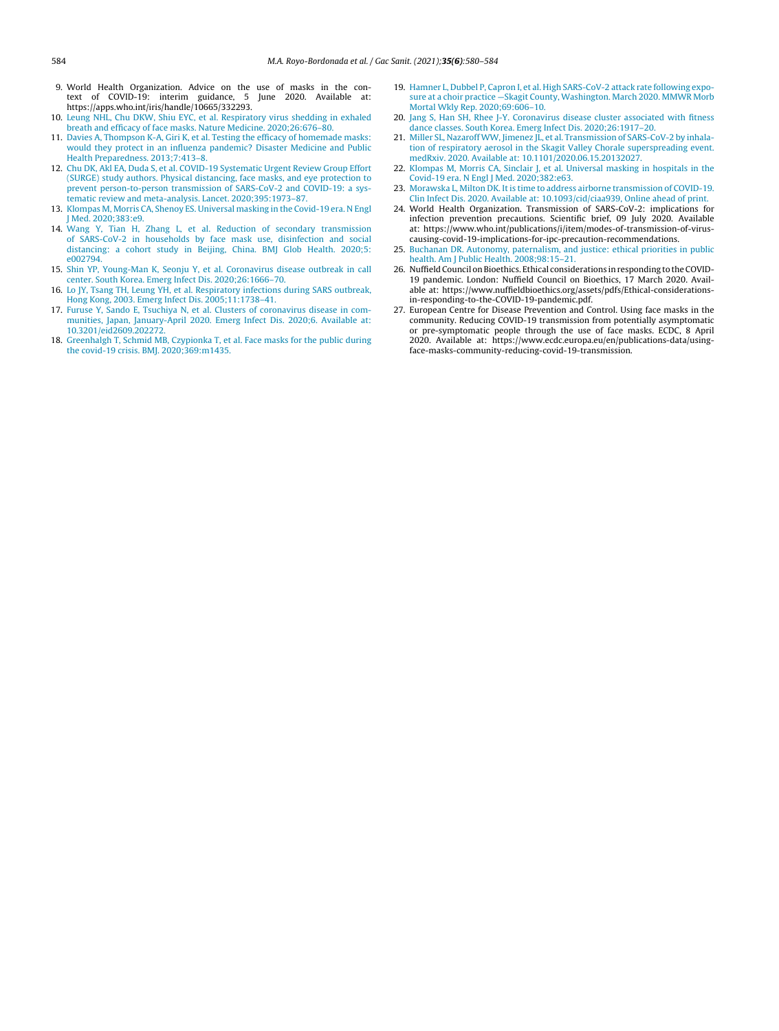9. World Health Organization. Advice on the use of masks in the context of COVID-19: interim guidance, 5 June 2020. Available at: https://apps.who.int/iris/handle/10665/332293.
10. Leung NHL, Chu DKW, Shiu EYC, et al. Respiratory virus shedding in exhaled breath and efficacy of face masks. Nature Medicine. 2020;26:676–80.
11. Davies A, Thompson K-A, Giri K, et al. Testing the efficacy of homemade masks: would they protect in an influenza pandemic? Disaster Medicine and Public Health Preparedness. 2013;7:413–8.
12. Chu DK, Akl EA, Duda S, et al. COVID-19 Systematic Urgent Review Group Effort (SURGE) study authors. Physical distancing, face masks, and eye protection to prevent person-to-person transmission of SARS-CoV-2 and COVID-19: a systematic review and meta-analysis. Lancet. 2020;395:1973–87.
13. Klompas M, Morris CA, Shenoy ES. Universal masking in the Covid-19 era. N Engl J Med. 2020;383:e9.
14. Wang Y, Tian H, Zhang L, et al. Reduction of secondary transmission of SARS-CoV-2 in households by face mask use, disinfection and social distancing: a cohort study in Beijing, China. BMJ Glob Health. 2020;5:e002794.
15. Shin YP, Young-Man K, Seonju Y, et al. Coronavirus disease outbreak in call center. South Korea. Emerg Infect Dis. 2020;26:1666–70.
16. Lo JY, Tsang TH, Leung YH, et al. Respiratory infections during SARS outbreak, Hong Kong, 2003. Emerg Infect Dis. 2005;11:1738–41.
17. Furuse Y, Sando E, Tsuchiya N, et al. Clusters of coronavirus disease in communities, Japan, January-April 2020. Emerg Infect Dis. 2020;6. Available at: 10.3201/eid2609.202272.
18. Greenhalgh T, Schmid MB, Czypionka T, et al. Face masks for the public during the covid-19 crisis. BMJ. 2020;369:m1435.
19. Hamner L, Dubbel P, Capron I, et al. High SARS-CoV-2 attack rate following exposure at a choir practice —Skagit County, Washington. March 2020. MMWR Morb Mortal Wkly Rep. 2020;69:606–10.
20. Jang S, Han SH, Rhee J-Y. Coronavirus disease cluster associated with fitness dance classes. South Korea. Emerg Infect Dis. 2020;26:1917–20.
21. Miller SL, Nazaroff WW, Jimenez JL, et al. Transmission of SARS-CoV-2 by inhalation of respiratory aerosol in the Skagit Valley Chorale superspreading event. medRxiv. 2020. Available at: 10.1101/2020.06.15.20132027.
22. Klompas M, Morris CA, Sinclair J, et al. Universal masking in hospitals in the Covid-19 era. N Engl J Med. 2020;382:e63.
23. Morawska L, Milton DK. It is time to address airborne transmission of COVID-19. Clin Infect Dis. 2020. Available at: 10.1093/cid/ciaa939. Online ahead of print.
24. World Health Organization. Transmission of SARS-CoV-2: implications for infection prevention precautions. Scientific brief, 09 July 2020. Available at: https://www.who.int/publications/i/item/modes-of-transmission-of-virus-causing-covid-19-implications-for-ipc-precaution-recommendations.
25. Buchanan DR. Autonomy, paternalism, and justice: ethical priorities in public health. Am J Public Health. 2008;98:15–21.
26. Nuffield Council on Bioethics. Ethical considerations in responding to the COVID-19 pandemic. London: Nuffield Council on Bioethics, 17 March 2020. Available at: https://www.nuffieldbioethics.org/assets/pdfs/Ethical-considerations-in-responding-to-the-COVID-19-pandemic.pdf.
27. European Centre for Disease Prevention and Control. Using face masks in the community. Reducing COVID-19 transmission from potentially asymptomatic or pre-symptomatic people through the use of face masks. ECDC, 8 April 2020. Available at: https://www.ecdc.europa.eu/en/publications-data/using-face-masks-community-reducing-covid-19-transmission.